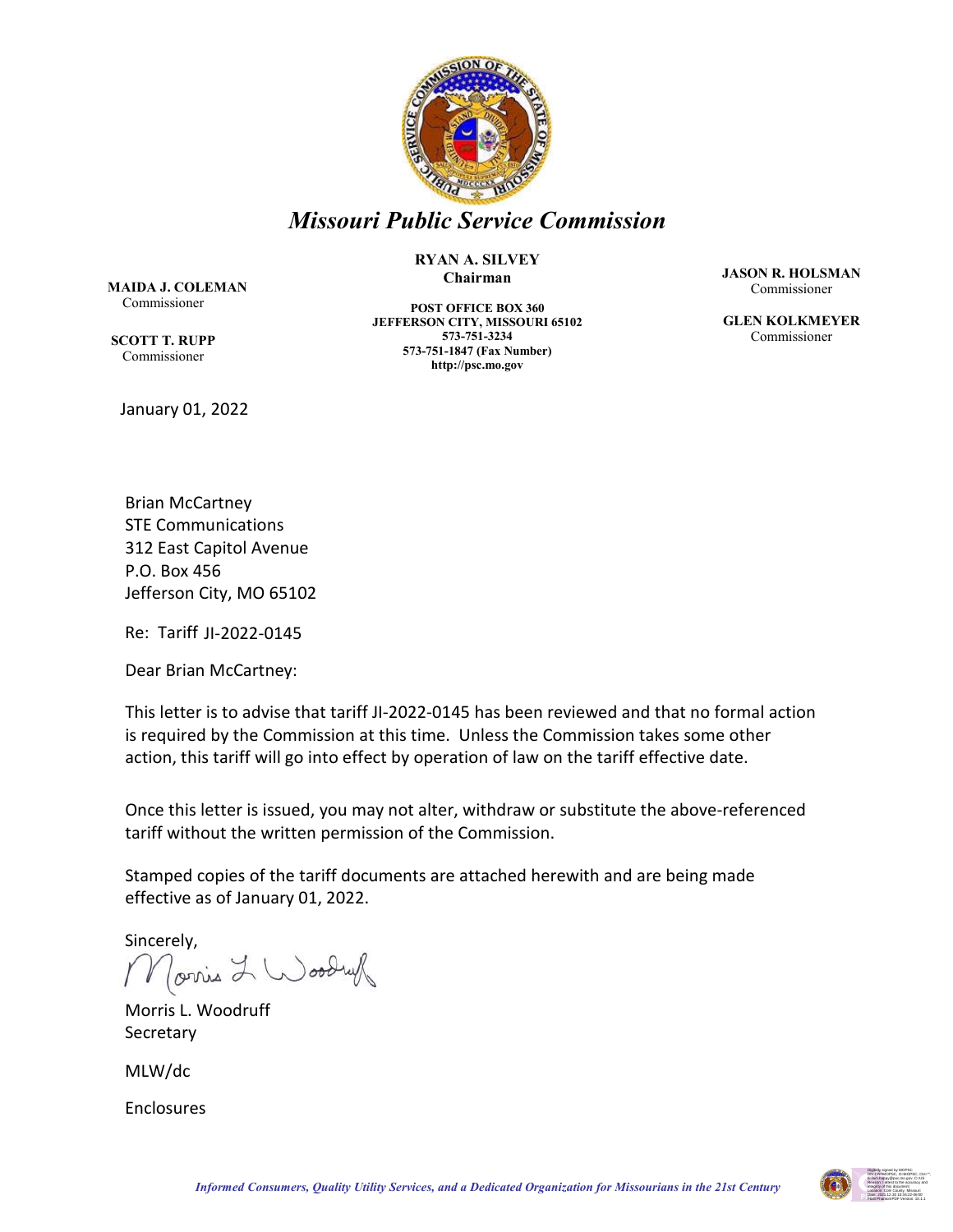# *Missouri Public Service Commission*

**RYAN A. SILVEY**
**Chairman**

**MAIDA J. COLEMAN**
Commissioner

**SCOTT T. RUPP**
Commissioner

**POST OFFICE BOX 360**
**JEFFERSON CITY, MISSOURI 65102**
**573-751-3234**
**573-751-1847 (Fax Number)**
**http://psc.mo.gov**

**JASON R. HOLSMAN**
Commissioner

**GLEN KOLKMEYER**
Commissioner

January 01, 2022

Brian McCartney
STE Communications
312 East Capitol Avenue
P.O. Box 456
Jefferson City, MO 65102

Re: Tariff JI-2022-0145

Dear Brian McCartney:

This letter is to advise that tariff JI-2022-0145 has been reviewed and that no formal action is required by the Commission at this time. Unless the Commission takes some other action, this tariff will go into effect by operation of law on the tariff effective date.

Once this letter is issued, you may not alter, withdraw or substitute the above-referenced tariff without the written permission of the Commission.

Stamped copies of the tariff documents are attached herewith and are being made effective as of January 01, 2022.

Sincerely,

Morris L. Woodruff
Secretary

MLW/dc

Enclosures

*Informed Consumers, Quality Utility Services, and a Dedicated Organization for Missourians in the 21st Century*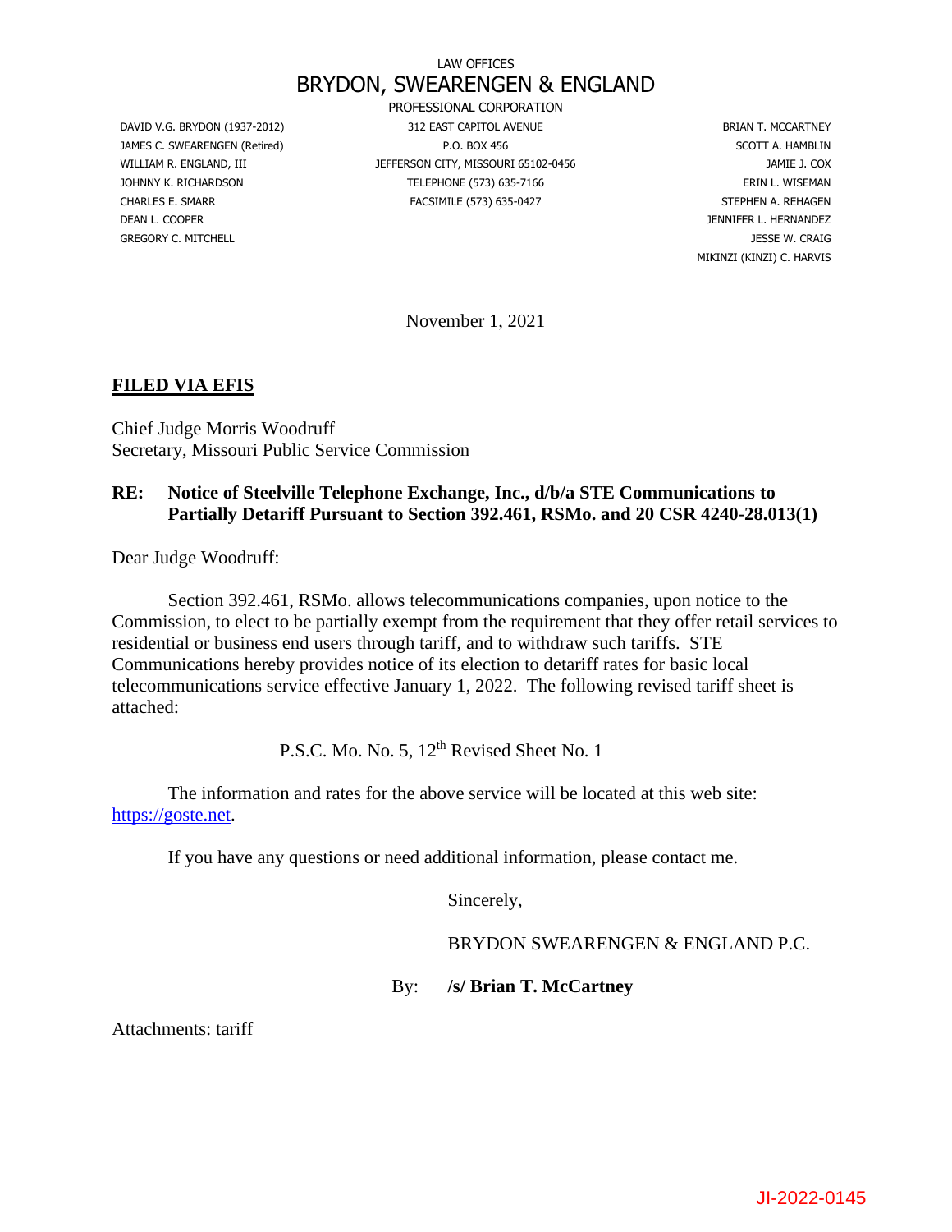LAW OFFICES

# BRYDON, SWEARENGEN & ENGLAND

PROFESSIONAL CORPORATION

312 EAST CAPITOL AVENUE
P.O. BOX 456
JEFFERSON CITY, MISSOURI 65102-0456
TELEPHONE (573) 635-7166
FACSIMILE (573) 635-0427

DAVID V.G. BRYDON (1937-2012)
JAMES C. SWEARENGEN (Retired)
WILLIAM R. ENGLAND, III
JOHNNY K. RICHARDSON
CHARLES E. SMARR
DEAN L. COOPER
GREGORY C. MITCHELL

BRIAN T. MCCARTNEY
SCOTT A. HAMBLIN
JAMIE J. COX
ERIN L. WISEMAN
STEPHEN A. REHAGEN
JENNIFER L. HERNANDEZ
JESSE W. CRAIG
MIKINZI (KINZI) C. HARVIS

November 1, 2021

**FILED VIA EFIS**

Chief Judge Morris Woodruff
Secretary, Missouri Public Service Commission

**RE: Notice of Steelville Telephone Exchange, Inc., d/b/a STE Communications to Partially Detariff Pursuant to Section 392.461, RSMo. and 20 CSR 4240-28.013(1)**

Dear Judge Woodruff:

Section 392.461, RSMo. allows telecommunications companies, upon notice to the Commission, to elect to be partially exempt from the requirement that they offer retail services to residential or business end users through tariff, and to withdraw such tariffs. STE Communications hereby provides notice of its election to detariff rates for basic local telecommunications service effective January 1, 2022. The following revised tariff sheet is attached:

P.S.C. Mo. No. 5, 12th Revised Sheet No. 1

The information and rates for the above service will be located at this web site: https://goste.net.

If you have any questions or need additional information, please contact me.

Sincerely,

BRYDON SWEARENGEN & ENGLAND P.C.

By: **/s/ Brian T. McCartney**

Attachments: tariff

JI-2022-0145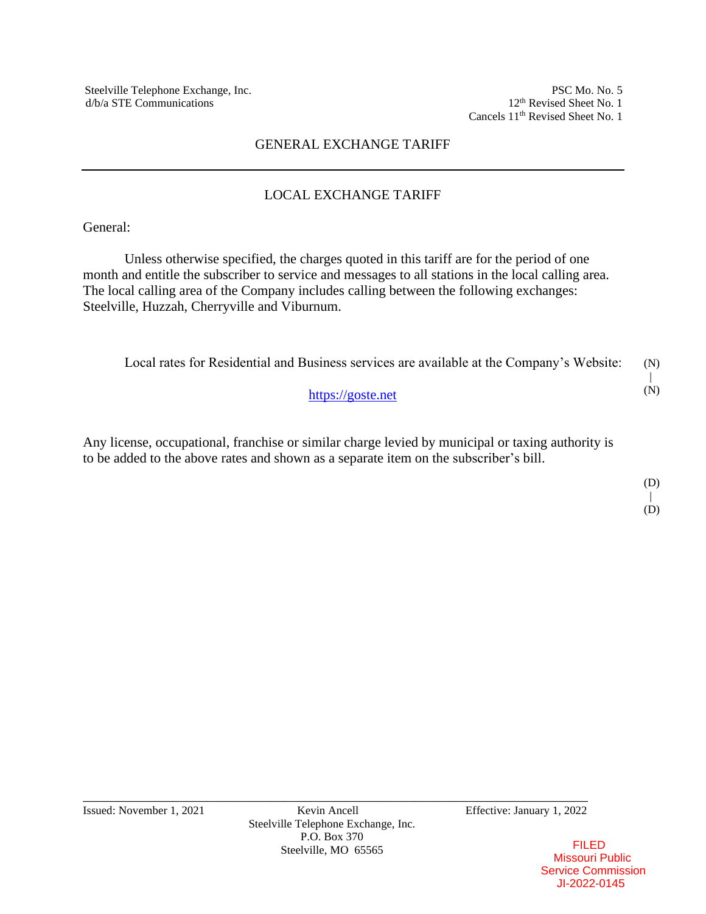Steelville Telephone Exchange, Inc.
d/b/a STE Communications

PSC Mo. No. 5
12th Revised Sheet No. 1
Cancels 11th Revised Sheet No. 1

# GENERAL EXCHANGE TARIFF

## LOCAL EXCHANGE TARIFF

General:

Unless otherwise specified, the charges quoted in this tariff are for the period of one month and entitle the subscriber to service and messages to all stations in the local calling area. The local calling area of the Company includes calling between the following exchanges: Steelville, Huzzah, Cherryville and Viburnum.

Local rates for Residential and Business services are available at the Company's Website: (N)

https://goste.net (N)

Any license, occupational, franchise or similar charge levied by municipal or taxing authority is to be added to the above rates and shown as a separate item on the subscriber's bill.

(D)
|
(D)

Issued: November 1, 2021 | Kevin Ancell, Steelville Telephone Exchange, Inc., P.O. Box 370, Steelville, MO 65565 | Effective: January 1, 2022

FILED
Missouri Public
Service Commission
JI-2022-0145